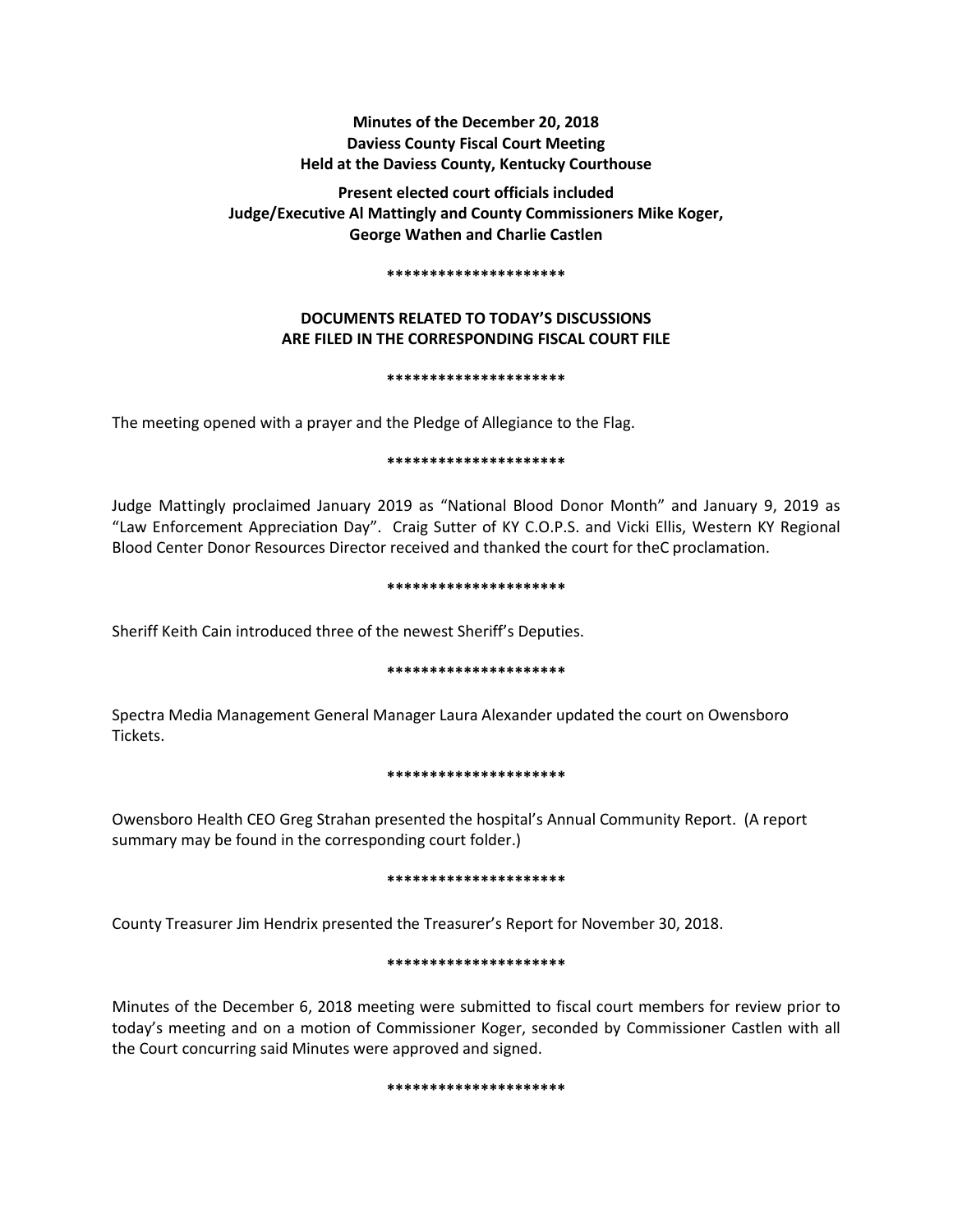**Minutes of the December 20, 2018**
**Daviess County Fiscal Court Meeting**
**Held at the Daviess County, Kentucky Courthouse**

**Present elected court officials included**
**Judge/Executive Al Mattingly and County Commissioners Mike Koger, George Wathen and Charlie Castlen**

*********************

**DOCUMENTS RELATED TO TODAY'S DISCUSSIONS ARE FILED IN THE CORRESPONDING FISCAL COURT FILE**

*********************

The meeting opened with a prayer and the Pledge of Allegiance to the Flag.

*********************

Judge Mattingly proclaimed January 2019 as "National Blood Donor Month" and January 9, 2019 as "Law Enforcement Appreciation Day". Craig Sutter of KY C.O.P.S. and Vicki Ellis, Western KY Regional Blood Center Donor Resources Director received and thanked the court for theC proclamation.

*********************

Sheriff Keith Cain introduced three of the newest Sheriff's Deputies.

*********************

Spectra Media Management General Manager Laura Alexander updated the court on Owensboro Tickets.

*********************

Owensboro Health CEO Greg Strahan presented the hospital's Annual Community Report. (A report summary may be found in the corresponding court folder.)

*********************

County Treasurer Jim Hendrix presented the Treasurer's Report for November 30, 2018.

*********************

Minutes of the December 6, 2018 meeting were submitted to fiscal court members for review prior to today's meeting and on a motion of Commissioner Koger, seconded by Commissioner Castlen with all the Court concurring said Minutes were approved and signed.

*********************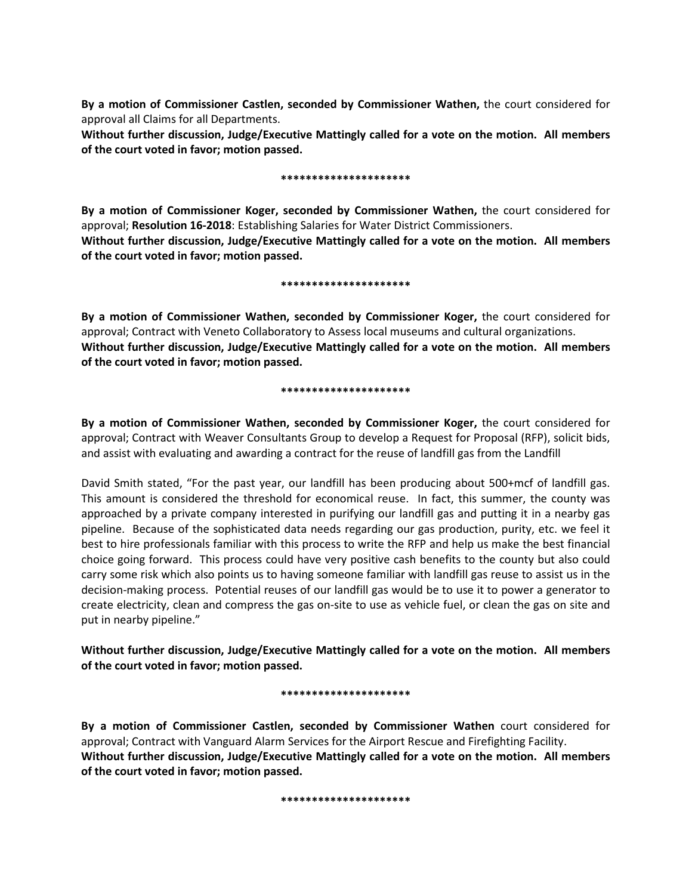**By a motion of Commissioner Castlen, seconded by Commissioner Wathen,** the court considered for approval all Claims for all Departments.
**Without further discussion, Judge/Executive Mattingly called for a vote on the motion. All members of the court voted in favor; motion passed.**

*********************

**By a motion of Commissioner Koger, seconded by Commissioner Wathen,** the court considered for approval; **Resolution 16-2018**: Establishing Salaries for Water District Commissioners.
**Without further discussion, Judge/Executive Mattingly called for a vote on the motion. All members of the court voted in favor; motion passed.**

*********************

**By a motion of Commissioner Wathen, seconded by Commissioner Koger,** the court considered for approval; Contract with Veneto Collaboratory to Assess local museums and cultural organizations.
**Without further discussion, Judge/Executive Mattingly called for a vote on the motion. All members of the court voted in favor; motion passed.**

*********************

**By a motion of Commissioner Wathen, seconded by Commissioner Koger,** the court considered for approval; Contract with Weaver Consultants Group to develop a Request for Proposal (RFP), solicit bids, and assist with evaluating and awarding a contract for the reuse of landfill gas from the Landfill

David Smith stated, "For the past year, our landfill has been producing about 500+mcf of landfill gas. This amount is considered the threshold for economical reuse. In fact, this summer, the county was approached by a private company interested in purifying our landfill gas and putting it in a nearby gas pipeline. Because of the sophisticated data needs regarding our gas production, purity, etc. we feel it best to hire professionals familiar with this process to write the RFP and help us make the best financial choice going forward. This process could have very positive cash benefits to the county but also could carry some risk which also points us to having someone familiar with landfill gas reuse to assist us in the decision-making process. Potential reuses of our landfill gas would be to use it to power a generator to create electricity, clean and compress the gas on-site to use as vehicle fuel, or clean the gas on site and put in nearby pipeline."

**Without further discussion, Judge/Executive Mattingly called for a vote on the motion. All members of the court voted in favor; motion passed.**

*********************

**By a motion of Commissioner Castlen, seconded by Commissioner Wathen** court considered for approval; Contract with Vanguard Alarm Services for the Airport Rescue and Firefighting Facility.
**Without further discussion, Judge/Executive Mattingly called for a vote on the motion. All members of the court voted in favor; motion passed.**

*********************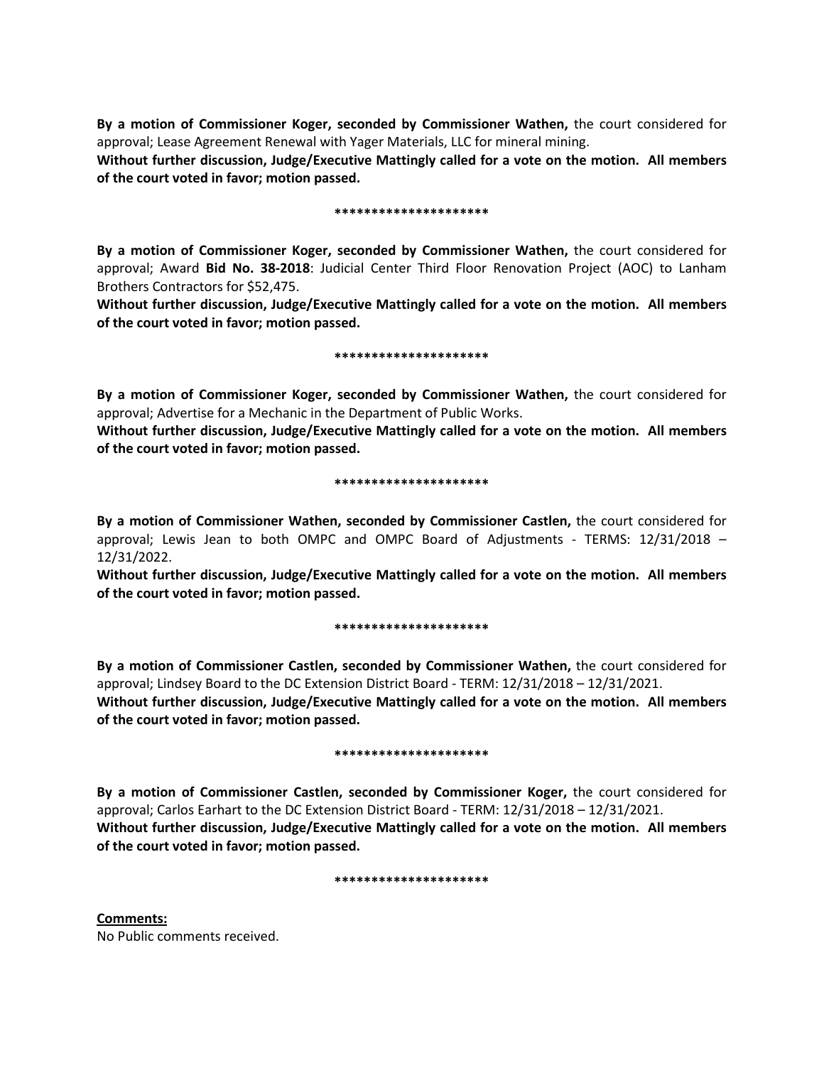**By a motion of Commissioner Koger, seconded by Commissioner Wathen,** the court considered for approval; Lease Agreement Renewal with Yager Materials, LLC for mineral mining.

**Without further discussion, Judge/Executive Mattingly called for a vote on the motion. All members of the court voted in favor; motion passed.**

**********************

**By a motion of Commissioner Koger, seconded by Commissioner Wathen,** the court considered for approval; Award **Bid No. 38-2018**: Judicial Center Third Floor Renovation Project (AOC) to Lanham Brothers Contractors for $52,475.

**Without further discussion, Judge/Executive Mattingly called for a vote on the motion. All members of the court voted in favor; motion passed.**

**********************

**By a motion of Commissioner Koger, seconded by Commissioner Wathen,** the court considered for approval; Advertise for a Mechanic in the Department of Public Works.

**Without further discussion, Judge/Executive Mattingly called for a vote on the motion. All members of the court voted in favor; motion passed.**

**********************

**By a motion of Commissioner Wathen, seconded by Commissioner Castlen,** the court considered for approval; Lewis Jean to both OMPC and OMPC Board of Adjustments - TERMS: 12/31/2018 – 12/31/2022.

**Without further discussion, Judge/Executive Mattingly called for a vote on the motion. All members of the court voted in favor; motion passed.**

**********************

**By a motion of Commissioner Castlen, seconded by Commissioner Wathen,** the court considered for approval; Lindsey Board to the DC Extension District Board - TERM: 12/31/2018 – 12/31/2021.

**Without further discussion, Judge/Executive Mattingly called for a vote on the motion. All members of the court voted in favor; motion passed.**

**********************

**By a motion of Commissioner Castlen, seconded by Commissioner Koger,** the court considered for approval; Carlos Earhart to the DC Extension District Board - TERM: 12/31/2018 – 12/31/2021.

**Without further discussion, Judge/Executive Mattingly called for a vote on the motion. All members of the court voted in favor; motion passed.**

**********************

**Comments:**

No Public comments received.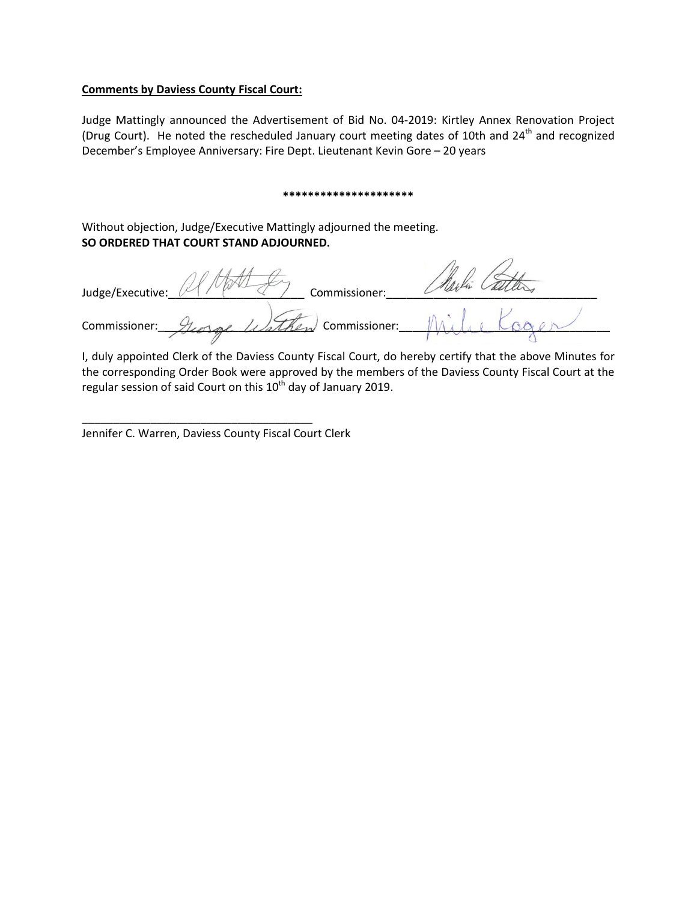**Comments by Daviess County Fiscal Court:**

Judge Mattingly announced the Advertisement of Bid No. 04-2019: Kirtley Annex Renovation Project (Drug Court). He noted the rescheduled January court meeting dates of 10th and 24th and recognized December's Employee Anniversary: Fire Dept. Lieutenant Kevin Gore – 20 years

********************

Without objection, Judge/Executive Mattingly adjourned the meeting.
**SO ORDERED THAT COURT STAND ADJOURNED.**

Judge/Executive:_____________________ Commissioner:_____________________

Commissioner:_____________________ Commissioner:_____________________

I, duly appointed Clerk of the Daviess County Fiscal Court, do hereby certify that the above Minutes for the corresponding Order Book were approved by the members of the Daviess County Fiscal Court at the regular session of said Court on this 10th day of January 2019.

_____________________________________
Jennifer C. Warren, Daviess County Fiscal Court Clerk